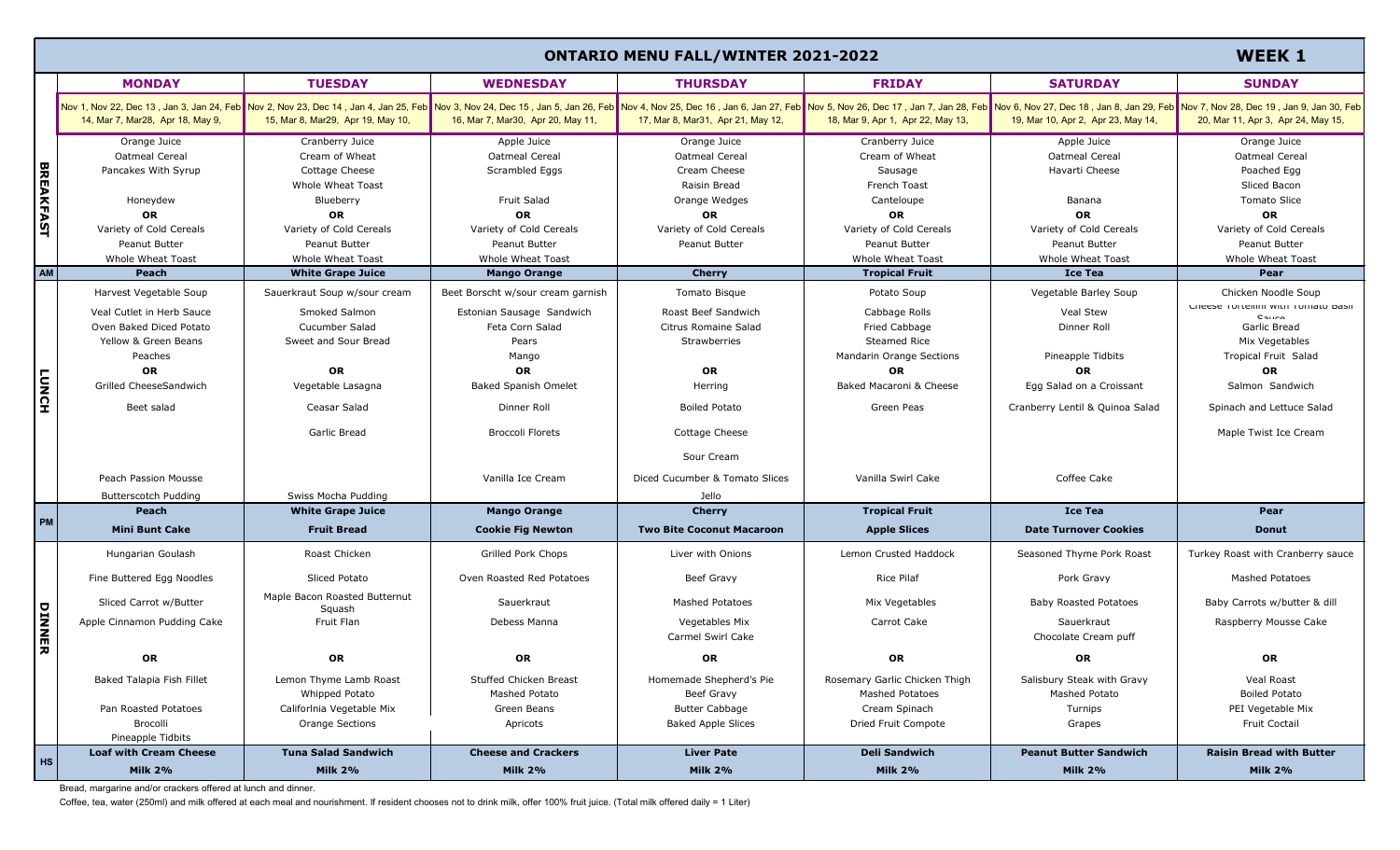# ONTARIO MENU FALL/WINTER 2021-2022

## WEEK 1

| | MONDAY | TUESDAY | WEDNESDAY | THURSDAY | FRIDAY | SATURDAY | SUNDAY |
|---|---|---|---|---|---|---|---|
| | Nov 1, Nov 22, Dec 13 , Jan 3, Jan 24, Feb 14, Mar 7, Mar28, Apr 18, May 9, | Nov 2, Nov 23, Dec 14 , Jan 4, Jan 25, Feb 15, Mar 8, Mar29, Apr 19, May 10, | Nov 3, Nov 24, Dec 15 , Jan 5, Jan 26, Feb 16, Mar 7, Mar30, Apr 20, May 11, | Nov 4, Nov 25, Dec 16 , Jan 6, Jan 27, Feb 17, Mar 8, Mar31, Apr 21, May 12, | Nov 5, Nov 26, Dec 17 , Jan 7, Jan 28, Feb 18, Mar 9, Apr 1, Apr 22, May 13, | Nov 6, Nov 27, Dec 18 , Jan 8, Jan 29, Feb 19, Mar 10, Apr 2, Apr 23, May 14, | Nov 7, Nov 28, Dec 19 , Jan 9, Jan 30, Feb 20, Mar 11, Apr 3, Apr 24, May 15, |
| **BREAKFAST** | Orange Juice<br>Oatmeal Cereal<br>Pancakes With Syrup<br><br>Honeydew<br>**OR**<br>Variety of Cold Cereals<br>Peanut Butter<br>Whole Wheat Toast | Cranberry Juice<br>Cream of Wheat<br>Cottage Cheese<br>Whole Wheat Toast<br>Blueberry<br>**OR**<br>Variety of Cold Cereals<br>Peanut Butter<br>Whole Wheat Toast | Apple Juice<br>Oatmeal Cereal<br>Scrambled Eggs<br><br>Fruit Salad<br>**OR**<br>Variety of Cold Cereals<br>Peanut Butter<br>Whole Wheat Toast | Orange Juice<br>Oatmeal Cereal<br>Cream Cheese<br>Raisin Bread<br>Orange Wedges<br>**OR**<br>Variety of Cold Cereals<br>Peanut Butter | Cranberry Juice<br>Cream of Wheat<br>Sausage<br>French Toast<br>Canteloupe<br>**OR**<br>Variety of Cold Cereals<br>Peanut Butter<br>Whole Wheat Toast | Apple Juice<br>Oatmeal Cereal<br>Havarti Cheese<br><br>Banana<br>**OR**<br>Variety of Cold Cereals<br>Peanut Butter<br>Whole Wheat Toast | Orange Juice<br>Oatmeal Cereal<br>Poached Egg<br>Sliced Bacon<br>Tomato Slice<br>**OR**<br>Variety of Cold Cereals<br>Peanut Butter<br>Whole Wheat Toast |
| **AM** | **Peach** | **White Grape Juice** | **Mango Orange** | **Cherry** | **Tropical Fruit** | **Ice Tea** | **Pear** |
| **LUNCH** | Harvest Vegetable Soup<br>Veal Cutlet in Herb Sauce<br>Oven Baked Diced Potato<br>Yellow & Green Beans<br>Peaches<br>**OR**<br>Grilled CheeseSandwich<br>Beet salad<br><br>Peach Passion Mousse<br>Butterscotch Pudding | Sauerkraut Soup w/sour cream<br>Smoked Salmon<br>Cucumber Salad<br>Sweet and Sour Bread<br><br>**OR**<br>Vegetable Lasagna<br>Ceasar Salad<br>Garlic Bread<br><br>Swiss Mocha Pudding | Beet Borscht w/sour cream garnish<br>Estonian Sausage Sandwich<br>Feta Corn Salad<br>Pears<br>Mango<br>**OR**<br>Baked Spanish Omelet<br>Dinner Roll<br>Broccoli Florets<br><br>Vanilla Ice Cream | Tomato Bisque<br>Roast Beef Sandwich<br>Citrus Romaine Salad<br>Strawberries<br><br>**OR**<br>Herring<br>Boiled Potato<br>Cottage Cheese<br>Sour Cream<br>Diced Cucumber & Tomato Slices<br>Jello | Potato Soup<br>Cabbage Rolls<br>Fried Cabbage<br>Steamed Rice<br>Mandarin Orange Sections<br>**OR**<br>Baked Macaroni & Cheese<br>Green Peas<br><br>Vanilla Swirl Cake | Vegetable Barley Soup<br>Veal Stew<br>Dinner Roll<br><br>Pineapple Tidbits<br>**OR**<br>Egg Salad on a Croissant<br>Cranberry Lentil & Quinoa Salad<br><br>Coffee Cake | Chicken Noodle Soup<br>Cheese Tortellini with Tomato Basil Sauce<br>Garlic Bread<br>Mix Vegetables<br>Tropical Fruit Salad<br>**OR**<br>Salmon Sandwich<br>Spinach and Lettuce Salad<br>Maple Twist Ice Cream |
| **PM** | **Peach**<br>**Mini Bunt Cake** | **White Grape Juice**<br>**Fruit Bread** | **Mango Orange**<br>**Cookie Fig Newton** | **Cherry**<br>**Two Bite Coconut Macaroon** | **Tropical Fruit**<br>**Apple Slices** | **Ice Tea**<br>**Date Turnover Cookies** | **Pear**<br>**Donut** |
| **DINNER** | Hungarian Goulash<br>Fine Buttered Egg Noodles<br>Sliced Carrot w/Butter<br>Apple Cinnamon Pudding Cake<br>**OR**<br>Baked Talapia Fish Fillet<br>Pan Roasted Potatoes<br>Brocolli<br>Pineapple Tidbits | Roast Chicken<br>Sliced Potato<br>Maple Bacon Roasted Butternut Squash<br>Fruit Flan<br>**OR**<br>Lemon Thyme Lamb Roast<br>Whipped Potato<br>Califorlnia Vegetable Mix<br>Orange Sections | Grilled Pork Chops<br>Oven Roasted Red Potatoes<br>Sauerkraut<br>Debess Manna<br>**OR**<br>Stuffed Chicken Breast<br>Mashed Potato<br>Green Beans<br>Apricots | Liver with Onions<br>Beef Gravy<br>Mashed Potatoes<br>Vegetables Mix<br>Carmel Swirl Cake<br>**OR**<br>Homemade Shepherd's Pie<br>Beef Gravy<br>Butter Cabbage<br>Baked Apple Slices | Lemon Crusted Haddock<br>Rice Pilaf<br>Mix Vegetables<br>Carrot Cake<br>**OR**<br>Rosemary Garlic Chicken Thigh<br>Mashed Potatoes<br>Cream Spinach<br>Dried Fruit Compote | Seasoned Thyme Pork Roast<br>Pork Gravy<br>Baby Roasted Potatoes<br>Sauerkraut<br>Chocolate Cream puff<br>**OR**<br>Salisbury Steak with Gravy<br>Mashed Potato<br>Turnips<br>Grapes | Turkey Roast with Cranberry sauce<br>Mashed Potatoes<br>Baby Carrots w/butter & dill<br>Raspberry Mousse Cake<br>**OR**<br>Veal Roast<br>Boiled Potato<br>PEI Vegetable Mix<br>Fruit Coctail |
| **HS** | **Loaf with Cream Cheese**<br>**Milk 2%** | **Tuna Salad Sandwich**<br>**Milk 2%** | **Cheese and Crackers**<br>**Milk 2%** | **Liver Pate**<br>**Milk 2%** | **Deli Sandwich**<br>**Milk 2%** | **Peanut Butter Sandwich**<br>**Milk 2%** | **Raisin Bread with Butter**<br>**Milk 2%** |

Bread, margarine and/or crackers offered at lunch and dinner.

Coffee, tea, water (250ml) and milk offered at each meal and nourishment. If resident chooses not to drink milk, offer 100% fruit juice. (Total milk offered daily = 1 Liter)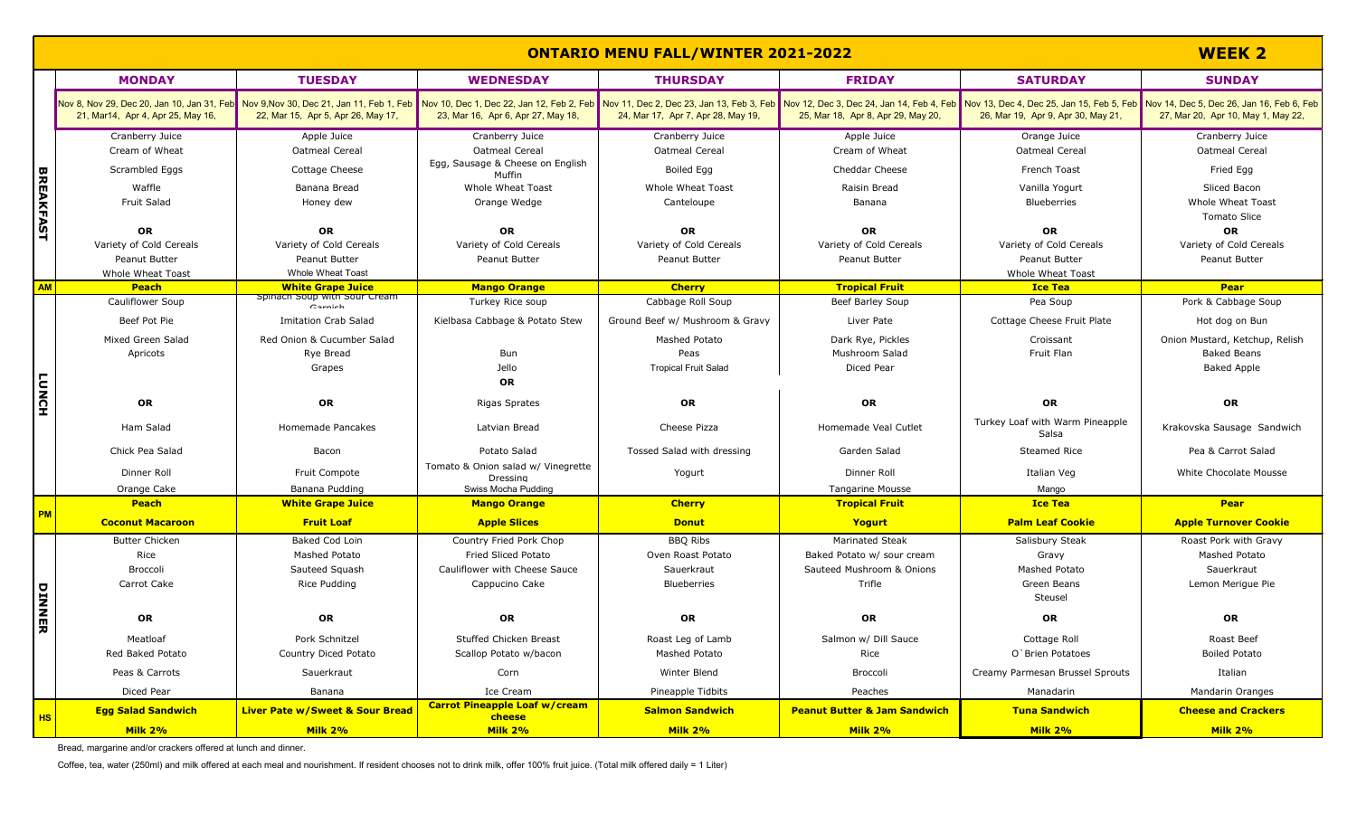# ONTARIO MENU FALL/WINTER 2021-2022

## WEEK 2

| | MONDAY | TUESDAY | WEDNESDAY | THURSDAY | FRIDAY | SATURDAY | SUNDAY |
|---|---|---|---|---|---|---|---|
| | Nov 8, Nov 29, Dec 20, Jan 10, Jan 31, Feb 21, Mar14, Apr 4, Apr 25, May 16, | Nov 9,Nov 30, Dec 21, Jan 11, Feb 1, Feb 22, Mar 15, Apr 5, Apr 26, May 17, | Nov 10, Dec 1, Dec 22, Jan 12, Feb 2, Feb 23, Mar 16, Apr 6, Apr 27, May 18, | Nov 11, Dec 2, Dec 23, Jan 13, Feb 3, Feb 24, Mar 17, Apr 7, Apr 28, May 19, | Nov 12, Dec 3, Dec 24, Jan 14, Feb 4, Feb 25, Mar 18, Apr 8, Apr 29, May 20, | Nov 13, Dec 4, Dec 25, Jan 15, Feb 5, Feb 26, Mar 19, Apr 9, Apr 30, May 21, | Nov 14, Dec 5, Dec 26, Jan 16, Feb 6, Feb 27, Mar 20, Apr 10, May 1, May 22, |
| BREAKFAST | Cranberry Juice | Apple Juice | Cranberry Juice | Cranberry Juice | Apple Juice | Orange Juice | Cranberry Juice |
| | Cream of Wheat | Oatmeal Cereal | Oatmeal Cereal | Oatmeal Cereal | Cream of Wheat | Oatmeal Cereal | Oatmeal Cereal |
| | Scrambled Eggs | Cottage Cheese | Egg, Sausage & Cheese on English Muffin | Boiled Egg | Cheddar Cheese | French Toast | Fried Egg |
| | Waffle | Banana Bread | Whole Wheat Toast | Whole Wheat Toast | Raisin Bread | Vanilla Yogurt | Sliced Bacon |
| | Fruit Salad | Honey dew | Orange Wedge | Canteloupe | Banana | Blueberries | Whole Wheat Toast |
| | | | | | | | Tomato Slice |
| | **OR** | **OR** | **OR** | **OR** | **OR** | **OR** | **OR** |
| | Variety of Cold Cereals | Variety of Cold Cereals | Variety of Cold Cereals | Variety of Cold Cereals | Variety of Cold Cereals | Variety of Cold Cereals | Variety of Cold Cereals |
| | Peanut Butter | Peanut Butter | Peanut Butter | Peanut Butter | Peanut Butter | Peanut Butter | Peanut Butter |
| | Whole Wheat Toast | Whole Wheat Toast | | | | Whole Wheat Toast | |
| **AM** | **Peach** | **White Grape Juice** | **Mango Orange** | **Cherry** | **Tropical Fruit** | **Ice Tea** | **Pear** |
| LUNCH | Cauliflower Soup | Spinach Soup with Sour Cream Garnish | Turkey Rice soup | Cabbage Roll Soup | Beef Barley Soup | Pea Soup | Pork & Cabbage Soup |
| | Beef Pot Pie | Imitation Crab Salad | Kielbasa Cabbage & Potato Stew | Ground Beef w/ Mushroom & Gravy | Liver Pate | Cottage Cheese Fruit Plate | Hot dog on Bun |
| | Mixed Green Salad | Red Onion & Cucumber Salad | | Mashed Potato | Dark Rye, Pickles | Croissant | Onion Mustard, Ketchup, Relish |
| | Apricots | Rye Bread | Bun | Peas | Mushroom Salad | Fruit Flan | Baked Beans |
| | | Grapes | Jello | Tropical Fruit Salad | Diced Pear | | Baked Apple |
| | | | **OR** | | | | |
| | **OR** | **OR** | Rigas Sprates | **OR** | **OR** | **OR** | **OR** |
| | Ham Salad | Homemade Pancakes | Latvian Bread | Cheese Pizza | Homemade Veal Cutlet | Turkey Loaf with Warm Pineapple Salsa | Krakovska Sausage Sandwich |
| | Chick Pea Salad | Bacon | Potato Salad | Tossed Salad with dressing | Garden Salad | Steamed Rice | Pea & Carrot Salad |
| | Dinner Roll | Fruit Compote | Tomato & Onion salad w/ Vinegrette Dressing | Yogurt | Dinner Roll | Italian Veg | White Chocolate Mousse |
| | Orange Cake | Banana Pudding | Swiss Mocha Pudding | | Tangarine Mousse | Mango | |
| **PM** | **Peach** | **White Grape Juice** | **Mango Orange** | **Cherry** | **Tropical Fruit** | **Ice Tea** | **Pear** |
| | **Coconut Macaroon** | **Fruit Loaf** | **Apple Slices** | **Donut** | **Yogurt** | **Palm Leaf Cookie** | **Apple Turnover Cookie** |
| DINNER | Butter Chicken | Baked Cod Loin | Country Fried Pork Chop | BBQ Ribs | Marinated Steak | Salisbury Steak | Roast Pork with Gravy |
| | Rice | Mashed Potato | Fried Sliced Potato | Oven Roast Potato | Baked Potato w/ sour cream | Gravy | Mashed Potato |
| | Broccoli | Sauteed Squash | Cauliflower with Cheese Sauce | Sauerkraut | Sauteed Mushroom & Onions | Mashed Potato | Sauerkraut |
| | Carrot Cake | Rice Pudding | Cappucino Cake | Blueberries | Trifle | Green Beans | Lemon Merigue Pie |
| | | | | | | Steusel | |
| | **OR** | **OR** | **OR** | **OR** | **OR** | **OR** | **OR** |
| | Meatloaf | Pork Schnitzel | Stuffed Chicken Breast | Roast Leg of Lamb | Salmon w/ Dill Sauce | Cottage Roll | Roast Beef |
| | Red Baked Potato | Country Diced Potato | Scallop Potato w/bacon | Mashed Potato | Rice | O`Brien Potatoes | Boiled Potato |
| | Peas & Carrots | Sauerkraut | Corn | Winter Blend | Broccoli | Creamy Parmesan Brussel Sprouts | Italian |
| | Diced Pear | Banana | Ice Cream | Pineapple Tidbits | Peaches | Manadarin | Mandarin Oranges |
| **HS** | **Egg Salad Sandwich** | **Liver Pate w/Sweet & Sour Bread** | **Carrot Pineapple Loaf w/cream cheese** | **Salmon Sandwich** | **Peanut Butter & Jam Sandwich** | **Tuna Sandwich** | **Cheese and Crackers** |
| | **Milk 2%** | **Milk 2%** | **Milk 2%** | **Milk 2%** | **Milk 2%** | **Milk 2%** | **Milk 2%** |

Bread, margarine and/or crackers offered at lunch and dinner.

Coffee, tea, water (250ml) and milk offered at each meal and nourishment. If resident chooses not to drink milk, offer 100% fruit juice. (Total milk offered daily = 1 Liter)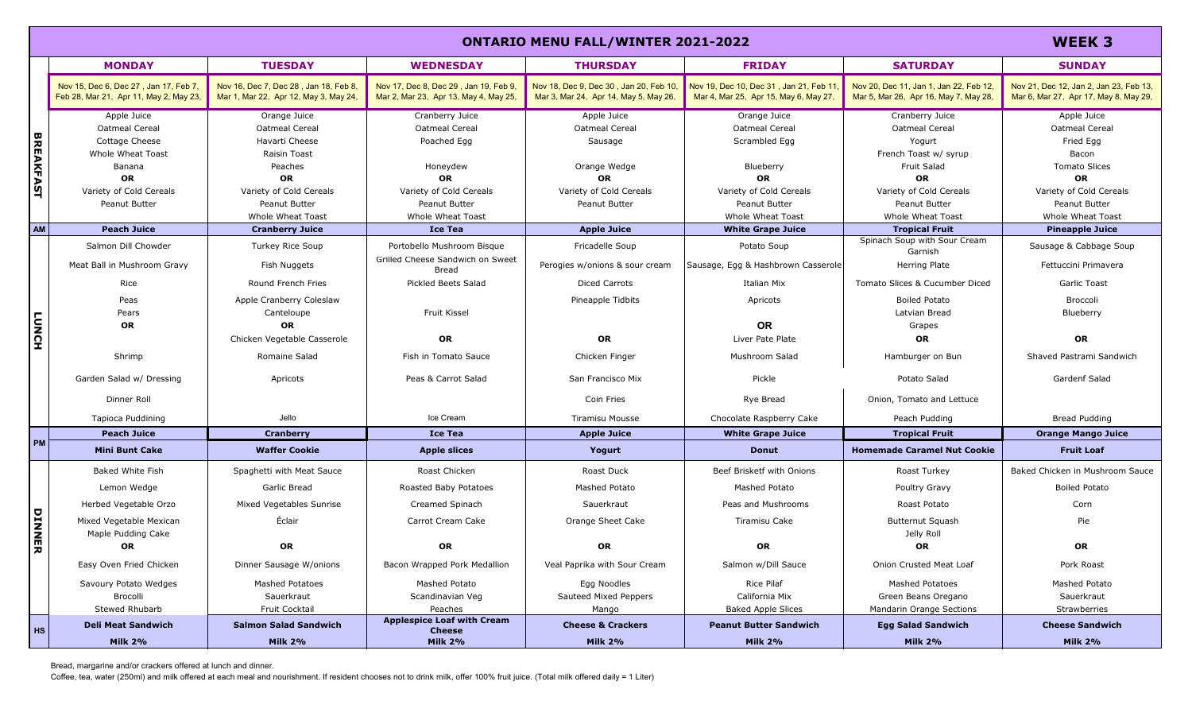# ONTARIO MENU FALL/WINTER 2021-2022

## WEEK 3

| | MONDAY | TUESDAY | WEDNESDAY | THURSDAY | FRIDAY | SATURDAY | SUNDAY |
|---|---|---|---|---|---|---|---|
| | Nov 15, Dec 6, Dec 27 , Jan 17, Feb 7, Feb 28, Mar 21, Apr 11, May 2, May 23, | Nov 16, Dec 7, Dec 28 , Jan 18, Feb 8, Mar 1, Mar 22, Apr 12, May 3, May 24, | Nov 17, Dec 8, Dec 29 , Jan 19, Feb 9, Mar 2, Mar 23, Apr 13, May 4, May 25, | Nov 18, Dec 9, Dec 30 , Jan 20, Feb 10, Mar 3, Mar 24, Apr 14, May 5, May 26, | Nov 19, Dec 10, Dec 31 , Jan 21, Feb 11, Mar 4, Mar 25, Apr 15, May 6, May 27, | Nov 20, Dec 11, Jan 1, Jan 22, Feb 12, Mar 5, Mar 26, Apr 16, May 7, May 28, | Nov 21, Dec 12, Jan 2, Jan 23, Feb 13, Mar 6, Mar 27, Apr 17, May 8, May 29, |
| **BREAKFAST** | Apple Juice | Orange Juice | Cranberry Juice | Apple Juice | Orange Juice | Cranberry Juice | Apple Juice |
| | Oatmeal Cereal | Oatmeal Cereal | Oatmeal Cereal | Oatmeal Cereal | Oatmeal Cereal | Oatmeal Cereal | Oatmeal Cereal |
| | Cottage Cheese | Havarti Cheese | Poached Egg | Sausage | Scrambled Egg | Yogurt | Fried Egg |
| | Whole Wheat Toast | Raisin Toast | | | | French Toast w/ syrup | Bacon |
| | Banana | Peaches | Honeydew | Orange Wedge | Blueberry | Fruit Salad | Tomato Slices |
| | **OR** | **OR** | **OR** | **OR** | **OR** | **OR** | **OR** |
| | Variety of Cold Cereals | Variety of Cold Cereals | Variety of Cold Cereals | Variety of Cold Cereals | Variety of Cold Cereals | Variety of Cold Cereals | Variety of Cold Cereals |
| | Peanut Butter | Peanut Butter | Peanut Butter | Peanut Butter | Peanut Butter | Peanut Butter | Peanut Butter |
| | | Whole Wheat Toast | Whole Wheat Toast | | Whole Wheat Toast | Whole Wheat Toast | Whole Wheat Toast |
| **AM** | **Peach Juice** | **Cranberry Juice** | **Ice Tea** | **Apple Juice** | **White Grape Juice** | **Tropical Fruit** | **Pineapple Juice** |
| **LUNCH** | Salmon Dill Chowder | Turkey Rice Soup | Portobello Mushroom Bisque | Fricadelle Soup | Potato Soup | Spinach Soup with Sour Cream Garnish | Sausage & Cabbage Soup |
| | Meat Ball in Mushroom Gravy | Fish Nuggets | Grilled Cheese Sandwich on Sweet Bread | Perogies w/onions & sour cream | Sausage, Egg & Hashbrown Casserole | Herring Plate | Fettuccini Primavera |
| | Rice | Round French Fries | Pickled Beets Salad | Diced Carrots | Italian Mix | Tomato Slices & Cucumber Diced | Garlic Toast |
| | Peas | Apple Cranberry Coleslaw | | Pineapple Tidbits | Apricots | Boiled Potato | Broccoli |
| | Pears | Canteloupe | Fruit Kissel | | | Latvian Bread | Blueberry |
| | **OR** | **OR** | | | **OR** | Grapes | |
| | | Chicken Vegetable Casserole | **OR** | **OR** | Liver Pate Plate | **OR** | **OR** |
| | Shrimp | Romaine Salad | Fish in Tomato Sauce | Chicken Finger | Mushroom Salad | Hamburger on Bun | Shaved Pastrami Sandwich |
| | Garden Salad w/ Dressing | Apricots | Peas & Carrot Salad | San Francisco Mix | Pickle | Potato Salad | Gardenf Salad |
| | Dinner Roll | | | Coin Fries | Rye Bread | Onion, Tomato and Lettuce | |
| | Tapioca Puddining | Jello | Ice Cream | Tiramisu Mousse | Chocolate Raspberry Cake | Peach Pudding | Bread Pudding |
| **PM** | **Peach Juice** | **Cranberry** | **Ice Tea** | **Apple Juice** | **White Grape Juice** | **Tropical Fruit** | **Orange Mango Juice** |
| | **Mini Bunt Cake** | **Waffer Cookie** | **Apple slices** | **Yogurt** | **Donut** | **Homemade Caramel Nut Cookie** | **Fruit Loaf** |
| **DINNER** | Baked White Fish | Spaghetti with Meat Sauce | Roast Chicken | Roast Duck | Beef Brisketf with Onions | Roast Turkey | Baked Chicken in Mushroom Sauce |
| | Lemon Wedge | Garlic Bread | Roasted Baby Potatoes | Mashed Potato | Mashed Potato | Poultry Gravy | Boiled Potato |
| | Herbed Vegetable Orzo | Mixed Vegetables Sunrise | Creamed Spinach | Sauerkraut | Peas and Mushrooms | Roast Potato | Corn |
| | Mixed Vegetable Mexican | Éclair | Carrot Cream Cake | Orange Sheet Cake | Tiramisu Cake | Butternut Squash | Pie |
| | Maple Pudding Cake | | | | | Jelly Roll | |
| | **OR** | **OR** | **OR** | **OR** | **OR** | **OR** | **OR** |
| | Easy Oven Fried Chicken | Dinner Sausage W/onions | Bacon Wrapped Pork Medallion | Veal Paprika with Sour Cream | Salmon w/Dill Sauce | Onion Crusted Meat Loaf | Pork Roast |
| | Savoury Potato Wedges | Mashed Potatoes | Mashed Potato | Egg Noodles | Rice Pilaf | Mashed Potatoes | Mashed Potato |
| | Brocolli | Sauerkraut | Scandinavian Veg | Sauteed Mixed Peppers | California Mix | Green Beans Oregano | Sauerkraut |
| | Stewed Rhubarb | Fruit Cocktail | Peaches | Mango | Baked Apple Slices | Mandarin Orange Sections | Strawberries |
| **HS** | **Deli Meat Sandwich** | **Salmon Salad Sandwich** | **Applespice Loaf with Cream Cheese** | **Cheese & Crackers** | **Peanut Butter Sandwich** | **Egg Salad Sandwich** | **Cheese Sandwich** |
| | **Milk 2%** | **Milk 2%** | **Milk 2%** | **Milk 2%** | **Milk 2%** | **Milk 2%** | **Milk 2%** |

Bread, margarine and/or crackers offered at lunch and dinner.

Coffee, tea, water (250ml) and milk offered at each meal and nourishment. If resident chooses not to drink milk, offer 100% fruit juice. (Total milk offered daily = 1 Liter)